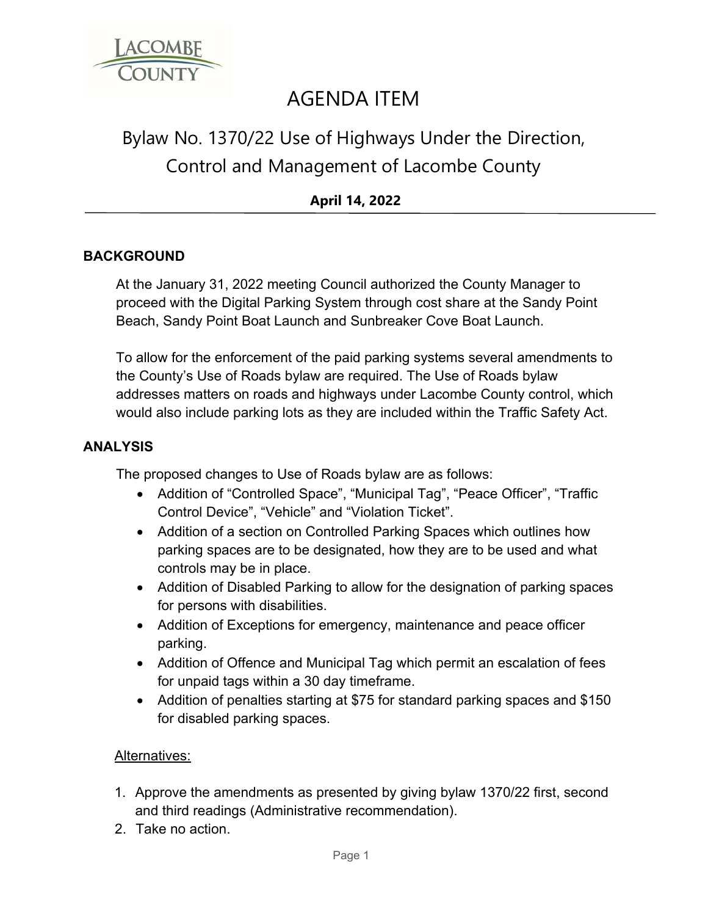# AGENDA ITEM

## Bylaw No. 1370/22 Use of Highways Under the Direction, Control and Management of Lacombe County

**April 14, 2022**

---

### BACKGROUND

At the January 31, 2022 meeting Council authorized the County Manager to proceed with the Digital Parking System through cost share at the Sandy Point Beach, Sandy Point Boat Launch and Sunbreaker Cove Boat Launch.

To allow for the enforcement of the paid parking systems several amendments to the County's Use of Roads bylaw are required. The Use of Roads bylaw addresses matters on roads and highways under Lacombe County control, which would also include parking lots as they are included within the Traffic Safety Act.

### ANALYSIS

The proposed changes to Use of Roads bylaw are as follows:

- Addition of "Controlled Space", "Municipal Tag", "Peace Officer", "Traffic Control Device", "Vehicle" and "Violation Ticket".
- Addition of a section on Controlled Parking Spaces which outlines how parking spaces are to be designated, how they are to be used and what controls may be in place.
- Addition of Disabled Parking to allow for the designation of parking spaces for persons with disabilities.
- Addition of Exceptions for emergency, maintenance and peace officer parking.
- Addition of Offence and Municipal Tag which permit an escalation of fees for unpaid tags within a 30 day timeframe.
- Addition of penalties starting at $75 for standard parking spaces and $150 for disabled parking spaces.

Alternatives:

1. Approve the amendments as presented by giving bylaw 1370/22 first, second and third readings (Administrative recommendation).
2. Take no action.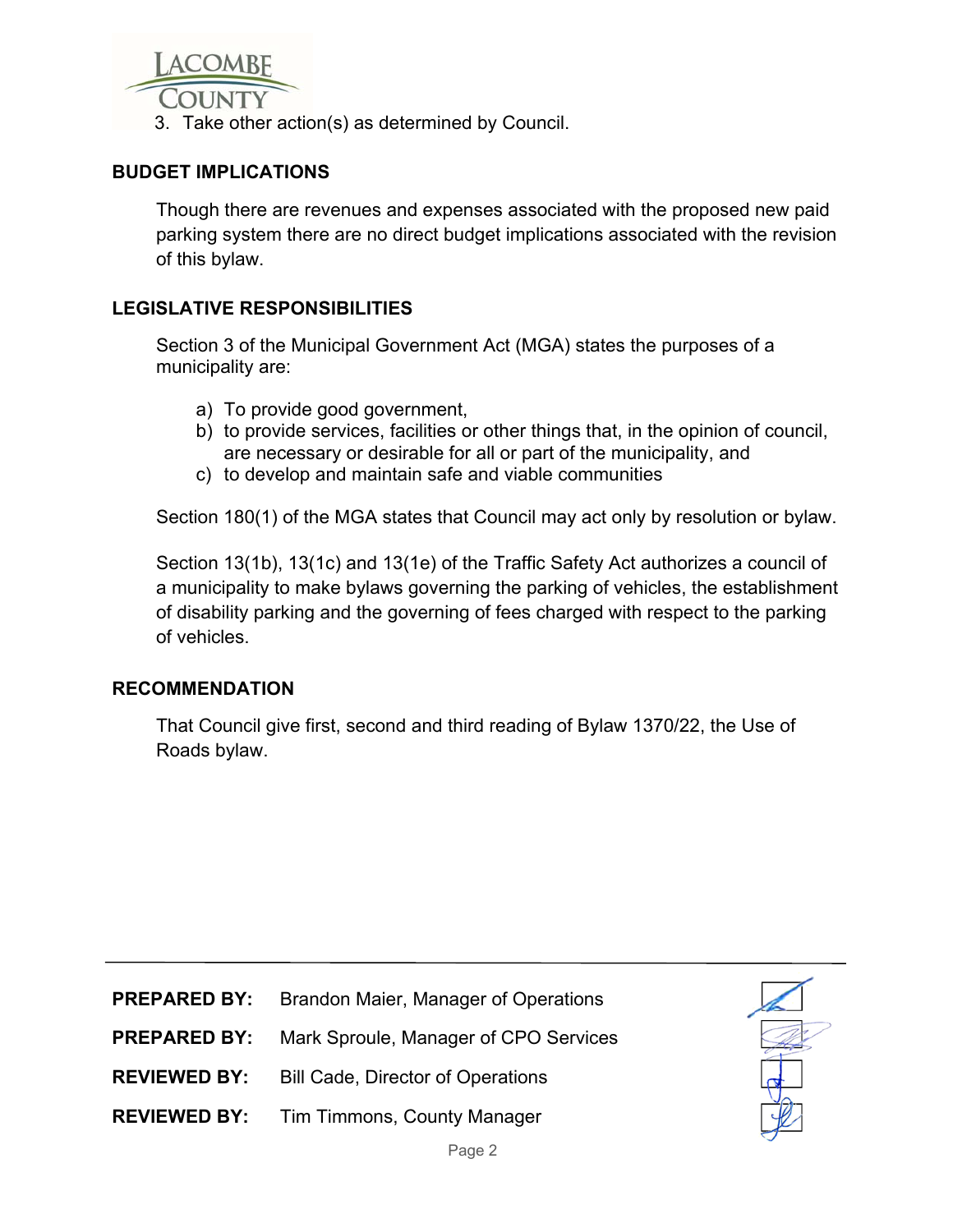3. Take other action(s) as determined by Council.

## BUDGET IMPLICATIONS

Though there are revenues and expenses associated with the proposed new paid parking system there are no direct budget implications associated with the revision of this bylaw.

## LEGISLATIVE RESPONSIBILITIES

Section 3 of the Municipal Government Act (MGA) states the purposes of a municipality are:

a) To provide good government,
b) to provide services, facilities or other things that, in the opinion of council, are necessary or desirable for all or part of the municipality, and
c) to develop and maintain safe and viable communities

Section 180(1) of the MGA states that Council may act only by resolution or bylaw.

Section 13(1b), 13(1c) and 13(1e) of the Traffic Safety Act authorizes a council of a municipality to make bylaws governing the parking of vehicles, the establishment of disability parking and the governing of fees charged with respect to the parking of vehicles.

## RECOMMENDATION

That Council give first, second and third reading of Bylaw 1370/22, the Use of Roads bylaw.

---

**PREPARED BY:** Brandon Maier, Manager of Operations

**PREPARED BY:** Mark Sproule, Manager of CPO Services

**REVIEWED BY:** Bill Cade, Director of Operations

**REVIEWED BY:** Tim Timmons, County Manager